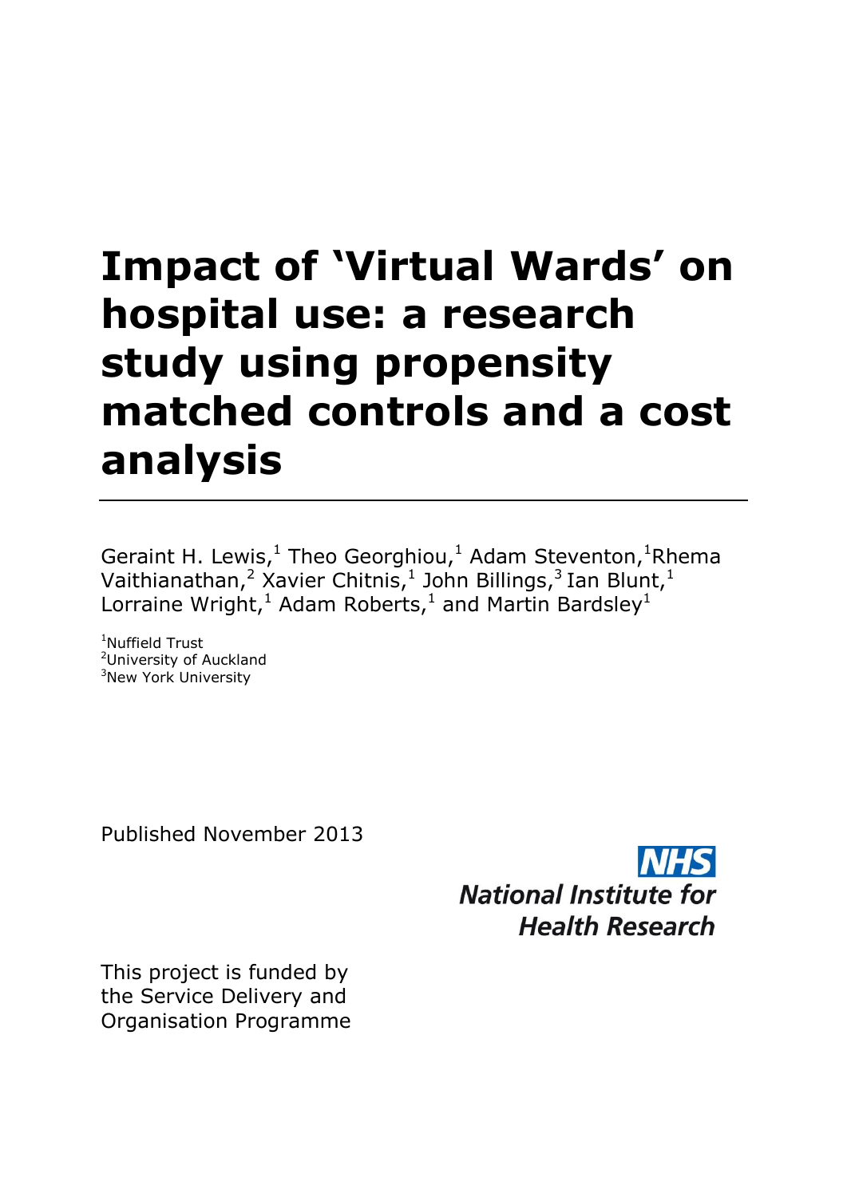# Impact of 'Virtual Wards' on hospital use: a research study using propensity matched controls and a cost analysis

Geraint H. Lewis,[1] Theo Georghiou,[1] Adam Steventon,[1] Rhema Vaithianathan,[2] Xavier Chitnis,[1] John Billings,[3] Ian Blunt,[1] Lorraine Wright,[1] Adam Roberts,[1] and Martin Bardsley[1]

[1]Nuffield Trust
[2]University of Auckland
[3]New York University

Published November 2013

NHS
National Institute for Health Research

This project is funded by the Service Delivery and Organisation Programme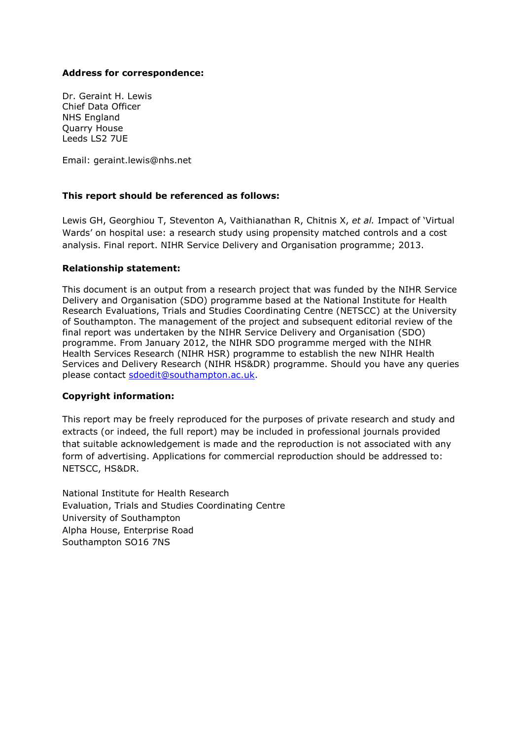**Address for correspondence:**

Dr. Geraint H. Lewis
Chief Data Officer
NHS England
Quarry House
Leeds LS2 7UE

Email: geraint.lewis@nhs.net

**This report should be referenced as follows:**

Lewis GH, Georghiou T, Steventon A, Vaithianathan R, Chitnis X, *et al.* Impact of 'Virtual Wards' on hospital use: a research study using propensity matched controls and a cost analysis. Final report. NIHR Service Delivery and Organisation programme; 2013.

**Relationship statement:**

This document is an output from a research project that was funded by the NIHR Service Delivery and Organisation (SDO) programme based at the National Institute for Health Research Evaluations, Trials and Studies Coordinating Centre (NETSCC) at the University of Southampton. The management of the project and subsequent editorial review of the final report was undertaken by the NIHR Service Delivery and Organisation (SDO) programme. From January 2012, the NIHR SDO programme merged with the NIHR Health Services Research (NIHR HSR) programme to establish the new NIHR Health Services and Delivery Research (NIHR HS&DR) programme. Should you have any queries please contact sdoedit@southampton.ac.uk.

**Copyright information:**

This report may be freely reproduced for the purposes of private research and study and extracts (or indeed, the full report) may be included in professional journals provided that suitable acknowledgement is made and the reproduction is not associated with any form of advertising. Applications for commercial reproduction should be addressed to: NETSCC, HS&DR.

National Institute for Health Research
Evaluation, Trials and Studies Coordinating Centre
University of Southampton
Alpha House, Enterprise Road
Southampton SO16 7NS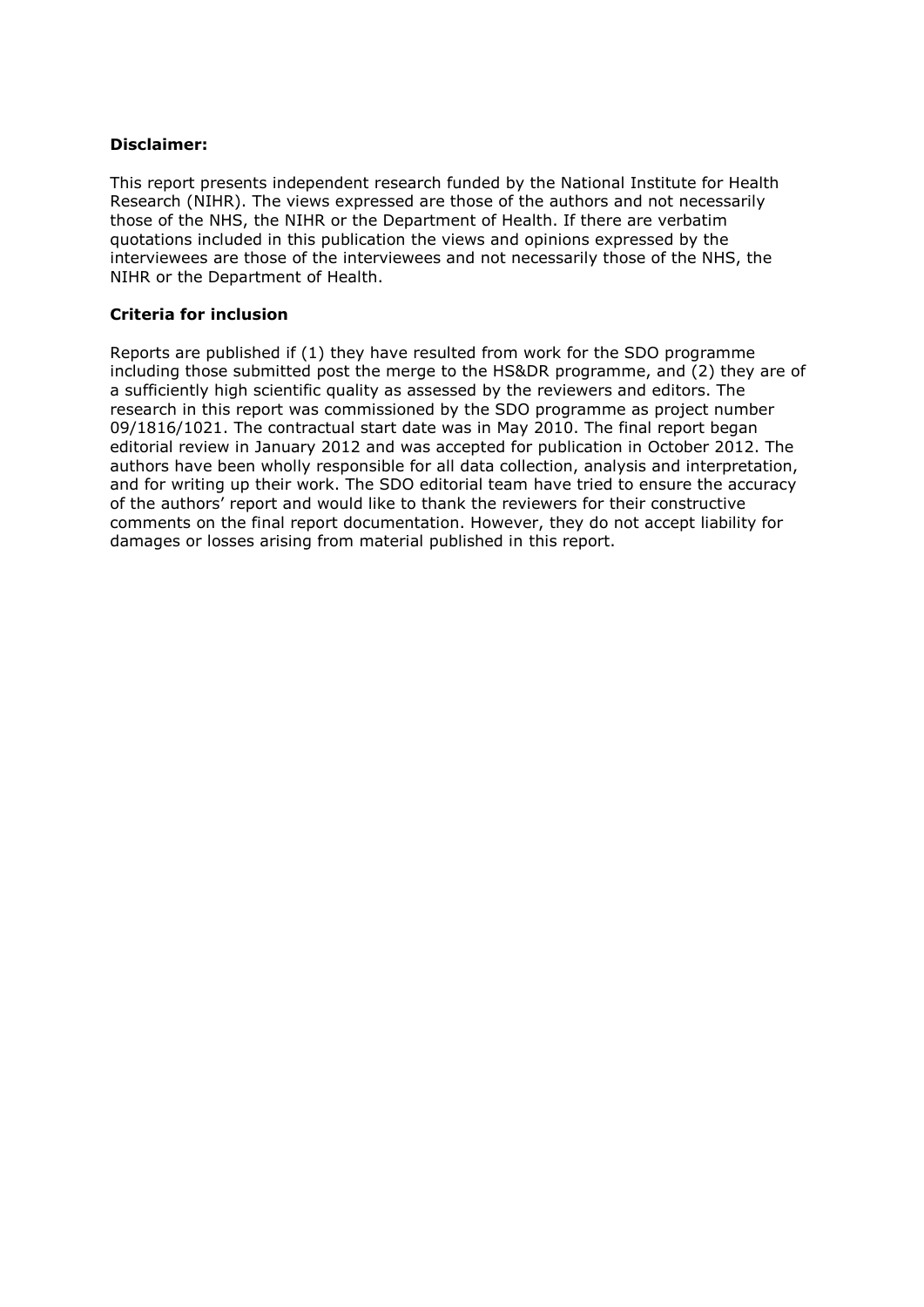**Disclaimer:**

This report presents independent research funded by the National Institute for Health Research (NIHR). The views expressed are those of the authors and not necessarily those of the NHS, the NIHR or the Department of Health. If there are verbatim quotations included in this publication the views and opinions expressed by the interviewees are those of the interviewees and not necessarily those of the NHS, the NIHR or the Department of Health.

**Criteria for inclusion**

Reports are published if (1) they have resulted from work for the SDO programme including those submitted post the merge to the HS&DR programme, and (2) they are of a sufficiently high scientific quality as assessed by the reviewers and editors. The research in this report was commissioned by the SDO programme as project number 09/1816/1021. The contractual start date was in May 2010. The final report began editorial review in January 2012 and was accepted for publication in October 2012. The authors have been wholly responsible for all data collection, analysis and interpretation, and for writing up their work. The SDO editorial team have tried to ensure the accuracy of the authors' report and would like to thank the reviewers for their constructive comments on the final report documentation. However, they do not accept liability for damages or losses arising from material published in this report.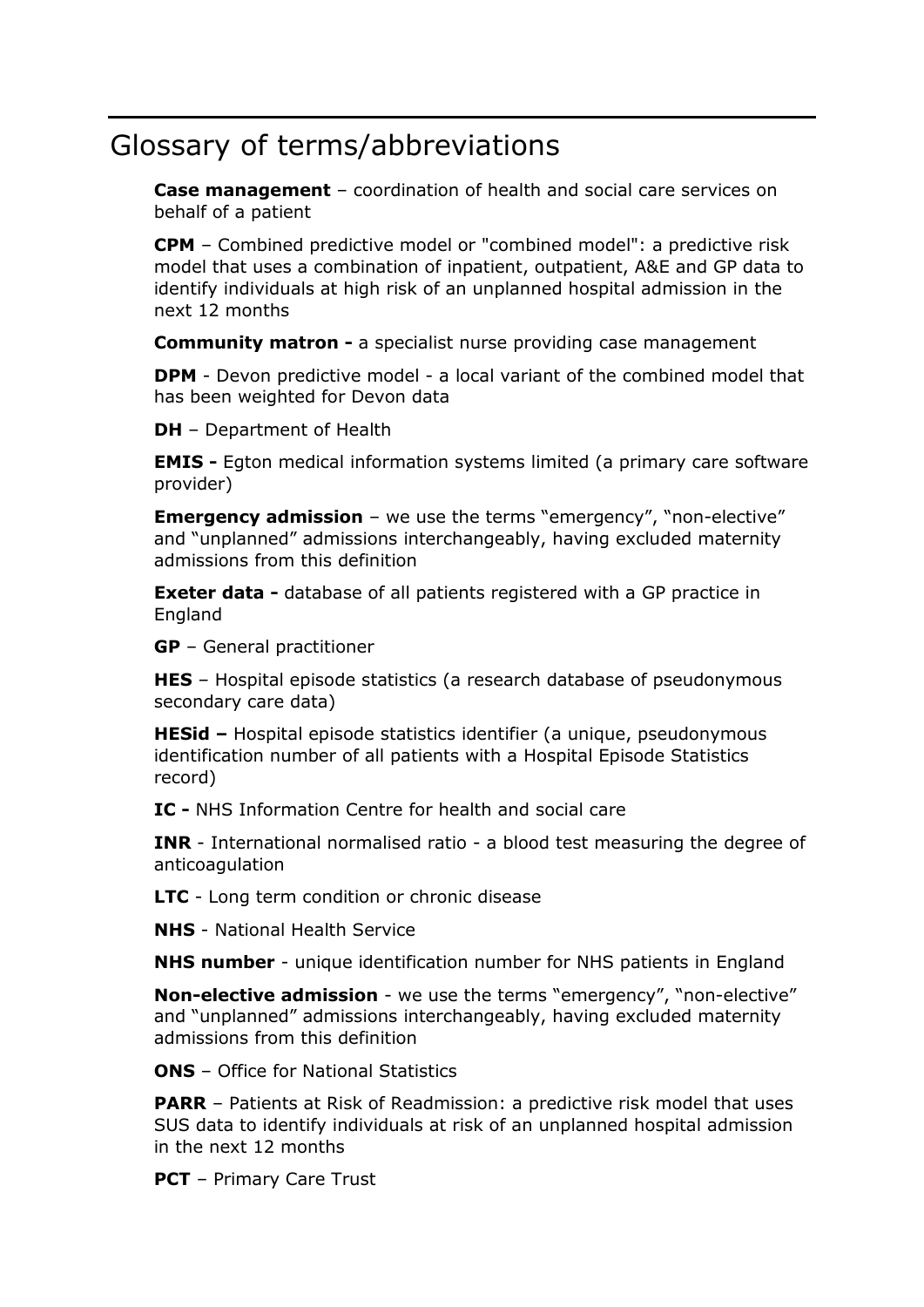# Glossary of terms/abbreviations

**Case management** – coordination of health and social care services on behalf of a patient

**CPM** – Combined predictive model or "combined model": a predictive risk model that uses a combination of inpatient, outpatient, A&E and GP data to identify individuals at high risk of an unplanned hospital admission in the next 12 months

**Community matron -** a specialist nurse providing case management

**DPM** - Devon predictive model - a local variant of the combined model that has been weighted for Devon data

**DH** – Department of Health

**EMIS -** Egton medical information systems limited (a primary care software provider)

**Emergency admission** – we use the terms "emergency", "non-elective" and "unplanned" admissions interchangeably, having excluded maternity admissions from this definition

**Exeter data -** database of all patients registered with a GP practice in England

**GP** – General practitioner

**HES** – Hospital episode statistics (a research database of pseudonymous secondary care data)

**HESid –** Hospital episode statistics identifier (a unique, pseudonymous identification number of all patients with a Hospital Episode Statistics record)

**IC -** NHS Information Centre for health and social care

**INR** - International normalised ratio - a blood test measuring the degree of anticoagulation

**LTC** - Long term condition or chronic disease

**NHS** - National Health Service

**NHS number** - unique identification number for NHS patients in England

**Non-elective admission** - we use the terms "emergency", "non-elective" and "unplanned" admissions interchangeably, having excluded maternity admissions from this definition

**ONS** – Office for National Statistics

**PARR** – Patients at Risk of Readmission: a predictive risk model that uses SUS data to identify individuals at risk of an unplanned hospital admission in the next 12 months

**PCT** – Primary Care Trust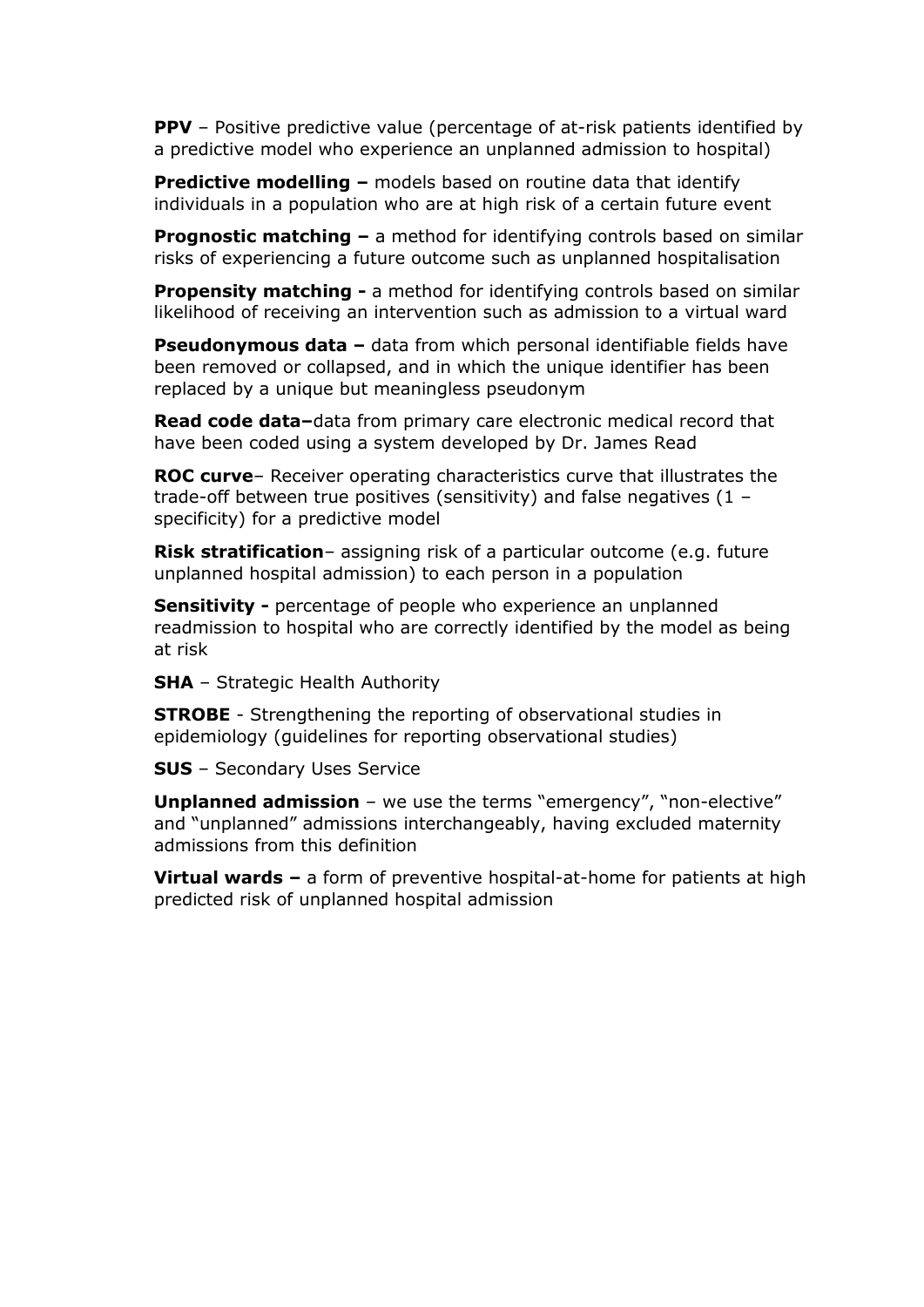**PPV** – Positive predictive value (percentage of at-risk patients identified by a predictive model who experience an unplanned admission to hospital)

**Predictive modelling –** models based on routine data that identify individuals in a population who are at high risk of a certain future event

**Prognostic matching –** a method for identifying controls based on similar risks of experiencing a future outcome such as unplanned hospitalisation

**Propensity matching -** a method for identifying controls based on similar likelihood of receiving an intervention such as admission to a virtual ward

**Pseudonymous data –** data from which personal identifiable fields have been removed or collapsed, and in which the unique identifier has been replaced by a unique but meaningless pseudonym

**Read code data–**data from primary care electronic medical record that have been coded using a system developed by Dr. James Read

**ROC curve**– Receiver operating characteristics curve that illustrates the trade-off between true positives (sensitivity) and false negatives (1 – specificity) for a predictive model

**Risk stratification**– assigning risk of a particular outcome (e.g. future unplanned hospital admission) to each person in a population

**Sensitivity -** percentage of people who experience an unplanned readmission to hospital who are correctly identified by the model as being at risk

**SHA** – Strategic Health Authority

**STROBE** - Strengthening the reporting of observational studies in epidemiology (guidelines for reporting observational studies)

**SUS** – Secondary Uses Service

**Unplanned admission** – we use the terms "emergency", "non-elective" and "unplanned" admissions interchangeably, having excluded maternity admissions from this definition

**Virtual wards –** a form of preventive hospital-at-home for patients at high predicted risk of unplanned hospital admission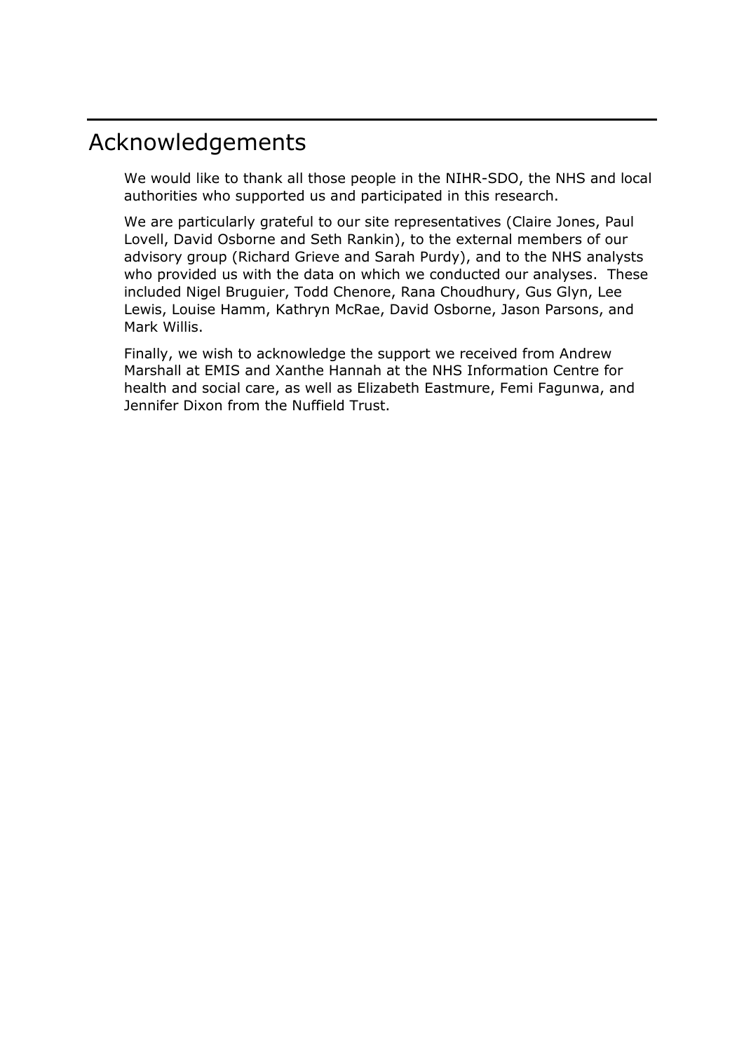# Acknowledgements

We would like to thank all those people in the NIHR-SDO, the NHS and local authorities who supported us and participated in this research.

We are particularly grateful to our site representatives (Claire Jones, Paul Lovell, David Osborne and Seth Rankin), to the external members of our advisory group (Richard Grieve and Sarah Purdy), and to the NHS analysts who provided us with the data on which we conducted our analyses. These included Nigel Bruguier, Todd Chenore, Rana Choudhury, Gus Glyn, Lee Lewis, Louise Hamm, Kathryn McRae, David Osborne, Jason Parsons, and Mark Willis.

Finally, we wish to acknowledge the support we received from Andrew Marshall at EMIS and Xanthe Hannah at the NHS Information Centre for health and social care, as well as Elizabeth Eastmure, Femi Fagunwa, and Jennifer Dixon from the Nuffield Trust.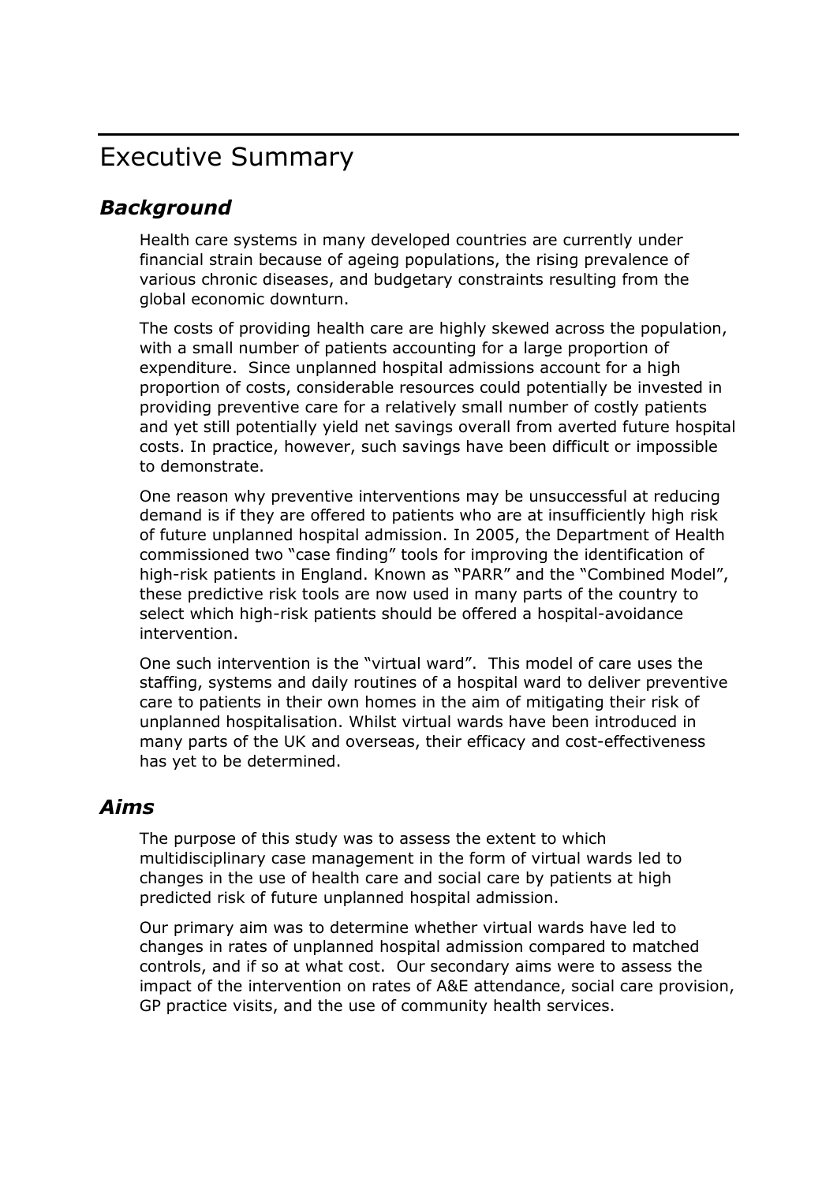# Executive Summary

## *Background*

Health care systems in many developed countries are currently under financial strain because of ageing populations, the rising prevalence of various chronic diseases, and budgetary constraints resulting from the global economic downturn.

The costs of providing health care are highly skewed across the population, with a small number of patients accounting for a large proportion of expenditure. Since unplanned hospital admissions account for a high proportion of costs, considerable resources could potentially be invested in providing preventive care for a relatively small number of costly patients and yet still potentially yield net savings overall from averted future hospital costs. In practice, however, such savings have been difficult or impossible to demonstrate.

One reason why preventive interventions may be unsuccessful at reducing demand is if they are offered to patients who are at insufficiently high risk of future unplanned hospital admission. In 2005, the Department of Health commissioned two "case finding" tools for improving the identification of high-risk patients in England. Known as "PARR" and the "Combined Model", these predictive risk tools are now used in many parts of the country to select which high-risk patients should be offered a hospital-avoidance intervention.

One such intervention is the "virtual ward". This model of care uses the staffing, systems and daily routines of a hospital ward to deliver preventive care to patients in their own homes in the aim of mitigating their risk of unplanned hospitalisation. Whilst virtual wards have been introduced in many parts of the UK and overseas, their efficacy and cost-effectiveness has yet to be determined.

## *Aims*

The purpose of this study was to assess the extent to which multidisciplinary case management in the form of virtual wards led to changes in the use of health care and social care by patients at high predicted risk of future unplanned hospital admission.

Our primary aim was to determine whether virtual wards have led to changes in rates of unplanned hospital admission compared to matched controls, and if so at what cost. Our secondary aims were to assess the impact of the intervention on rates of A&E attendance, social care provision, GP practice visits, and the use of community health services.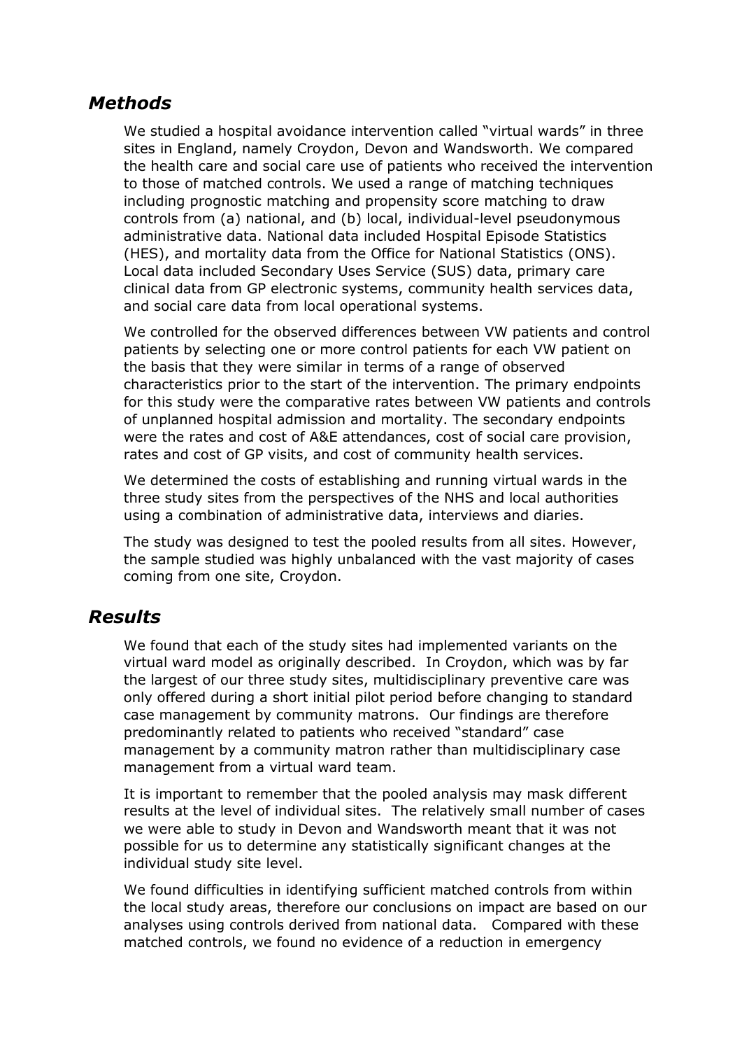## *Methods*

We studied a hospital avoidance intervention called "virtual wards" in three sites in England, namely Croydon, Devon and Wandsworth. We compared the health care and social care use of patients who received the intervention to those of matched controls. We used a range of matching techniques including prognostic matching and propensity score matching to draw controls from (a) national, and (b) local, individual-level pseudonymous administrative data. National data included Hospital Episode Statistics (HES), and mortality data from the Office for National Statistics (ONS). Local data included Secondary Uses Service (SUS) data, primary care clinical data from GP electronic systems, community health services data, and social care data from local operational systems.

We controlled for the observed differences between VW patients and control patients by selecting one or more control patients for each VW patient on the basis that they were similar in terms of a range of observed characteristics prior to the start of the intervention. The primary endpoints for this study were the comparative rates between VW patients and controls of unplanned hospital admission and mortality. The secondary endpoints were the rates and cost of A&E attendances, cost of social care provision, rates and cost of GP visits, and cost of community health services.

We determined the costs of establishing and running virtual wards in the three study sites from the perspectives of the NHS and local authorities using a combination of administrative data, interviews and diaries.

The study was designed to test the pooled results from all sites. However, the sample studied was highly unbalanced with the vast majority of cases coming from one site, Croydon.

## *Results*

We found that each of the study sites had implemented variants on the virtual ward model as originally described. In Croydon, which was by far the largest of our three study sites, multidisciplinary preventive care was only offered during a short initial pilot period before changing to standard case management by community matrons. Our findings are therefore predominantly related to patients who received "standard" case management by a community matron rather than multidisciplinary case management from a virtual ward team.

It is important to remember that the pooled analysis may mask different results at the level of individual sites. The relatively small number of cases we were able to study in Devon and Wandsworth meant that it was not possible for us to determine any statistically significant changes at the individual study site level.

We found difficulties in identifying sufficient matched controls from within the local study areas, therefore our conclusions on impact are based on our analyses using controls derived from national data. Compared with these matched controls, we found no evidence of a reduction in emergency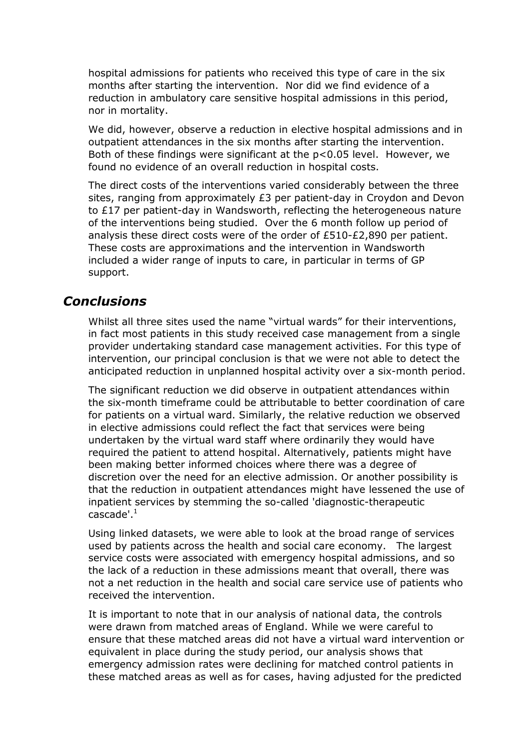hospital admissions for patients who received this type of care in the six months after starting the intervention. Nor did we find evidence of a reduction in ambulatory care sensitive hospital admissions in this period, nor in mortality.

We did, however, observe a reduction in elective hospital admissions and in outpatient attendances in the six months after starting the intervention. Both of these findings were significant at the $p<0.05$ level. However, we found no evidence of an overall reduction in hospital costs.

The direct costs of the interventions varied considerably between the three sites, ranging from approximately £3 per patient-day in Croydon and Devon to £17 per patient-day in Wandsworth, reflecting the heterogeneous nature of the interventions being studied. Over the 6 month follow up period of analysis these direct costs were of the order of £510-£2,890 per patient. These costs are approximations and the intervention in Wandsworth included a wider range of inputs to care, in particular in terms of GP support.

## *Conclusions*

Whilst all three sites used the name "virtual wards" for their interventions, in fact most patients in this study received case management from a single provider undertaking standard case management activities. For this type of intervention, our principal conclusion is that we were not able to detect the anticipated reduction in unplanned hospital activity over a six-month period.

The significant reduction we did observe in outpatient attendances within the six-month timeframe could be attributable to better coordination of care for patients on a virtual ward. Similarly, the relative reduction we observed in elective admissions could reflect the fact that services were being undertaken by the virtual ward staff where ordinarily they would have required the patient to attend hospital. Alternatively, patients might have been making better informed choices where there was a degree of discretion over the need for an elective admission. Or another possibility is that the reduction in outpatient attendances might have lessened the use of inpatient services by stemming the so-called 'diagnostic-therapeutic cascade'.[1]

Using linked datasets, we were able to look at the broad range of services used by patients across the health and social care economy. The largest service costs were associated with emergency hospital admissions, and so the lack of a reduction in these admissions meant that overall, there was not a net reduction in the health and social care service use of patients who received the intervention.

It is important to note that in our analysis of national data, the controls were drawn from matched areas of England. While we were careful to ensure that these matched areas did not have a virtual ward intervention or equivalent in place during the study period, our analysis shows that emergency admission rates were declining for matched control patients in these matched areas as well as for cases, having adjusted for the predicted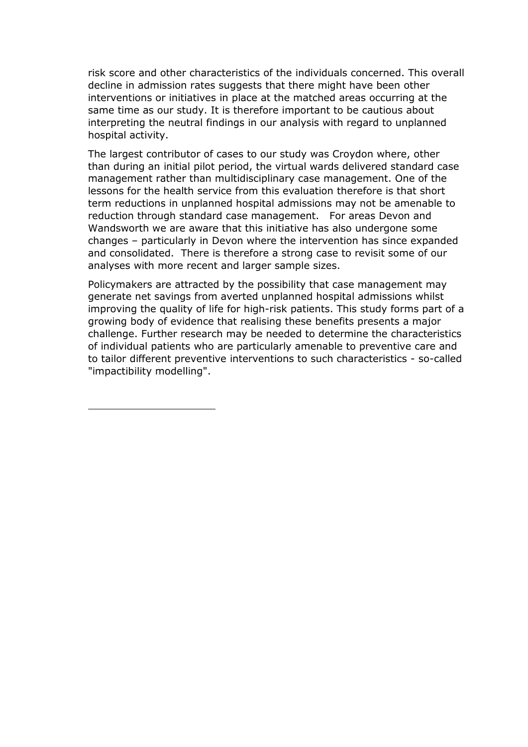risk score and other characteristics of the individuals concerned. This overall decline in admission rates suggests that there might have been other interventions or initiatives in place at the matched areas occurring at the same time as our study. It is therefore important to be cautious about interpreting the neutral findings in our analysis with regard to unplanned hospital activity.

The largest contributor of cases to our study was Croydon where, other than during an initial pilot period, the virtual wards delivered standard case management rather than multidisciplinary case management. One of the lessons for the health service from this evaluation therefore is that short term reductions in unplanned hospital admissions may not be amenable to reduction through standard case management. For areas Devon and Wandsworth we are aware that this initiative has also undergone some changes – particularly in Devon where the intervention has since expanded and consolidated. There is therefore a strong case to revisit some of our analyses with more recent and larger sample sizes.

Policymakers are attracted by the possibility that case management may generate net savings from averted unplanned hospital admissions whilst improving the quality of life for high-risk patients. This study forms part of a growing body of evidence that realising these benefits presents a major challenge. Further research may be needed to determine the characteristics of individual patients who are particularly amenable to preventive care and to tailor different preventive interventions to such characteristics - so-called "impactibility modelling".